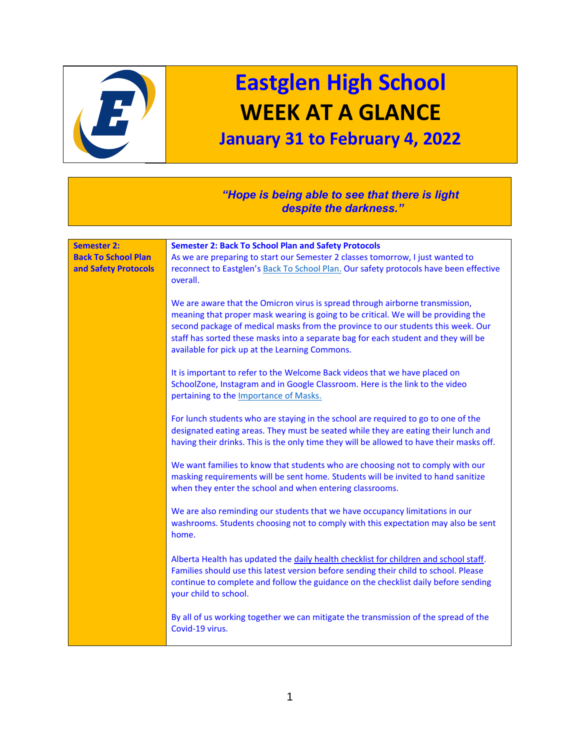# Eastglen High School

## WEEK AT A GLANCE

### January 31 to February 4, 2022

*“Hope is being able to see that there is light despite the darkness.”*

| Semester 2: Back To School Plan and Safety Protocols | **Semester 2: Back To School Plan and Safety Protocols**<br>As we are preparing to start our Semester 2 classes tomorrow, I just wanted to reconnect to Eastglen’s Back To School Plan. Our safety protocols have been effective overall.<br><br>We are aware that the Omicron virus is spread through airborne transmission, meaning that proper mask wearing is going to be critical. We will be providing the second package of medical masks from the province to our students this week. Our staff has sorted these masks into a separate bag for each student and they will be available for pick up at the Learning Commons.<br><br>It is important to refer to the Welcome Back videos that we have placed on SchoolZone, Instagram and in Google Classroom. Here is the link to the video pertaining to the Importance of Masks.<br><br>For lunch students who are staying in the school are required to go to one of the designated eating areas. They must be seated while they are eating their lunch and having their drinks. This is the only time they will be allowed to have their masks off.<br><br>We want families to know that students who are choosing not to comply with our masking requirements will be sent home. Students will be invited to hand sanitize when they enter the school and when entering classrooms.<br><br>We are also reminding our students that we have occupancy limitations in our washrooms. Students choosing not to comply with this expectation may also be sent home.<br><br>Alberta Health has updated the daily health checklist for children and school staff. Families should use this latest version before sending their child to school. Please continue to complete and follow the guidance on the checklist daily before sending your child to school.<br><br>By all of us working together we can mitigate the transmission of the spread of the Covid-19 virus. |
|---|---|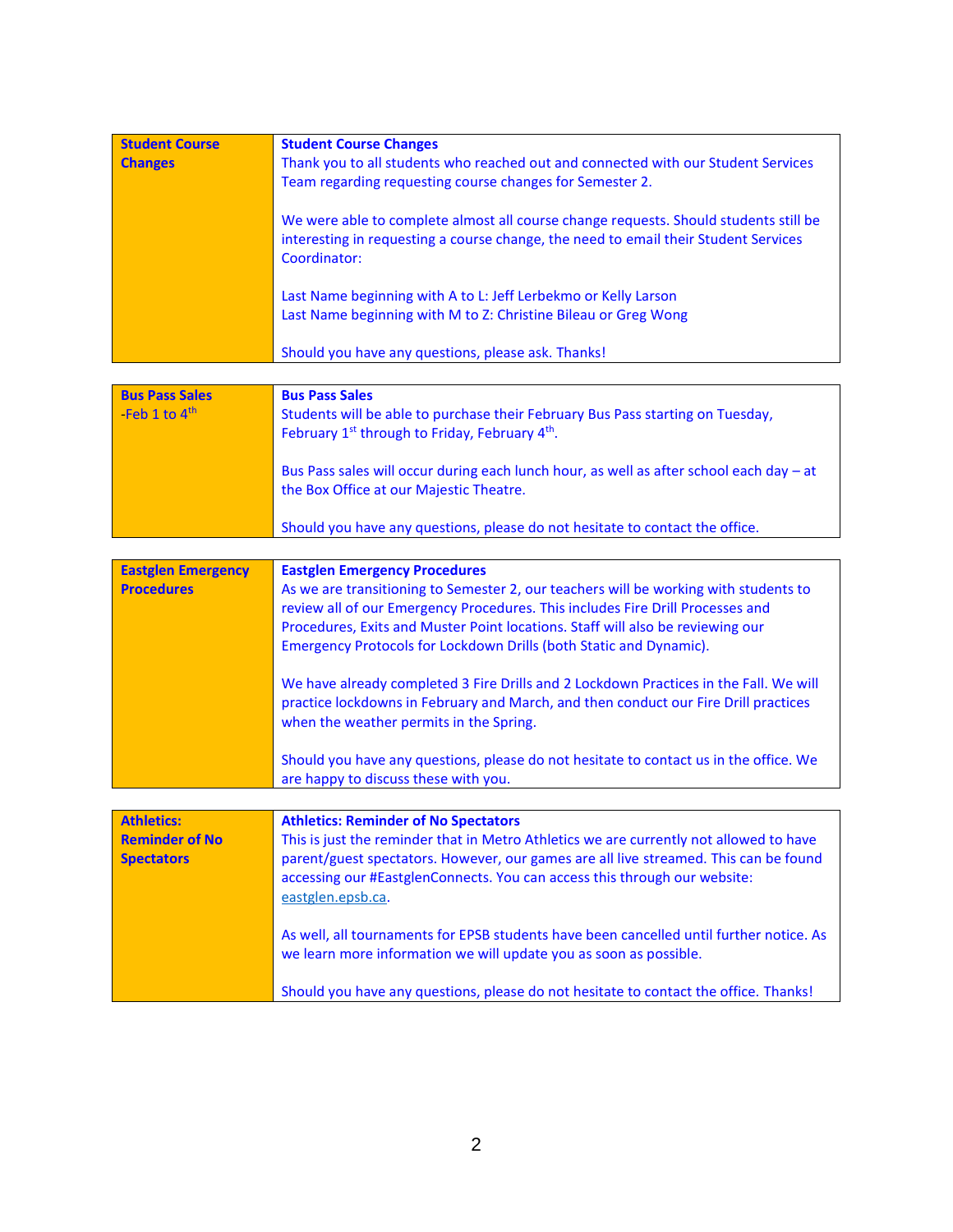| | |
|---|---|
| **Student Course Changes** | **Student Course Changes**<br>Thank you to all students who reached out and connected with our Student Services Team regarding requesting course changes for Semester 2.<br><br>We were able to complete almost all course change requests. Should students still be interesting in requesting a course change, the need to email their Student Services Coordinator:<br><br>Last Name beginning with A to L: Jeff Lerbekmo or Kelly Larson<br>Last Name beginning with M to Z: Christine Bileau or Greg Wong<br><br>Should you have any questions, please ask. Thanks! |

| | |
|---|---|
| **Bus Pass Sales**<br>-Feb 1 to 4th | **Bus Pass Sales**<br>Students will be able to purchase their February Bus Pass starting on Tuesday, February 1st through to Friday, February 4th.<br><br>Bus Pass sales will occur during each lunch hour, as well as after school each day – at the Box Office at our Majestic Theatre.<br><br>Should you have any questions, please do not hesitate to contact the office. |

| | |
|---|---|
| **Eastglen Emergency Procedures** | **Eastglen Emergency Procedures**<br>As we are transitioning to Semester 2, our teachers will be working with students to review all of our Emergency Procedures. This includes Fire Drill Processes and Procedures, Exits and Muster Point locations. Staff will also be reviewing our Emergency Protocols for Lockdown Drills (both Static and Dynamic).<br><br>We have already completed 3 Fire Drills and 2 Lockdown Practices in the Fall. We will practice lockdowns in February and March, and then conduct our Fire Drill practices when the weather permits in the Spring.<br><br>Should you have any questions, please do not hesitate to contact us in the office. We are happy to discuss these with you. |

| | |
|---|---|
| **Athletics: Reminder of No Spectators** | **Athletics: Reminder of No Spectators**<br>This is just the reminder that in Metro Athletics we are currently not allowed to have parent/guest spectators. However, our games are all live streamed. This can be found accessing our #EastglenConnects. You can access this through our website: eastglen.epsb.ca.<br><br>As well, all tournaments for EPSB students have been cancelled until further notice. As we learn more information we will update you as soon as possible.<br><br>Should you have any questions, please do not hesitate to contact the office. Thanks! |